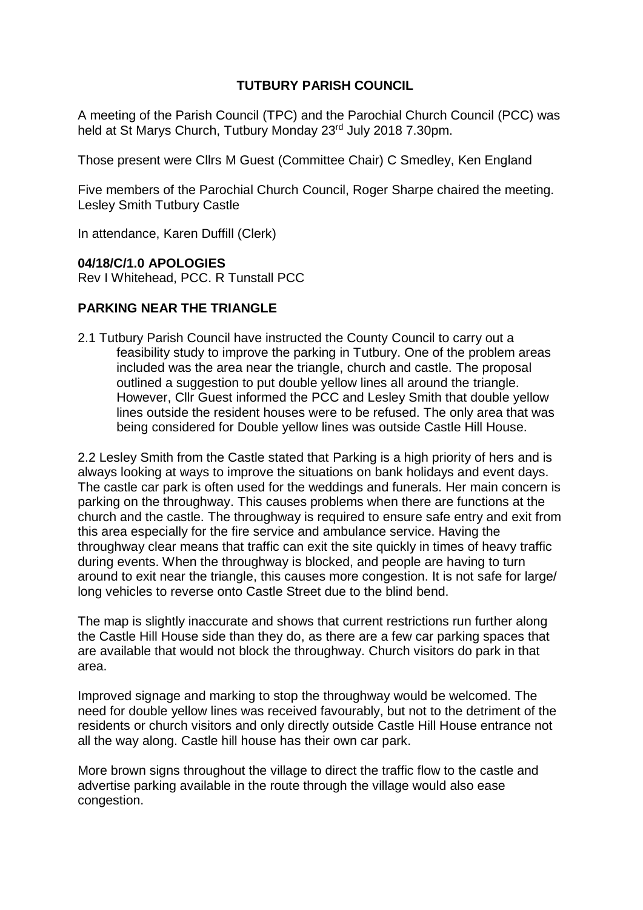# TUTBURY PARISH COUNCIL

A meeting of the Parish Council (TPC) and the Parochial Church Council (PCC) was held at St Marys Church, Tutbury Monday 23rd July 2018 7.30pm.

Those present were Cllrs M Guest (Committee Chair) C Smedley, Ken England

Five members of the Parochial Church Council, Roger Sharpe chaired the meeting. Lesley Smith Tutbury Castle

In attendance, Karen Duffill (Clerk)

## 04/18/C/1.0 APOLOGIES

Rev I Whitehead, PCC. R Tunstall PCC

## PARKING NEAR THE TRIANGLE

2.1 Tutbury Parish Council have instructed the County Council to carry out a feasibility study to improve the parking in Tutbury. One of the problem areas included was the area near the triangle, church and castle. The proposal outlined a suggestion to put double yellow lines all around the triangle. However, Cllr Guest informed the PCC and Lesley Smith that double yellow lines outside the resident houses were to be refused. The only area that was being considered for Double yellow lines was outside Castle Hill House.

2.2 Lesley Smith from the Castle stated that Parking is a high priority of hers and is always looking at ways to improve the situations on bank holidays and event days. The castle car park is often used for the weddings and funerals. Her main concern is parking on the throughway. This causes problems when there are functions at the church and the castle. The throughway is required to ensure safe entry and exit from this area especially for the fire service and ambulance service. Having the throughway clear means that traffic can exit the site quickly in times of heavy traffic during events. When the throughway is blocked, and people are having to turn around to exit near the triangle, this causes more congestion. It is not safe for large/ long vehicles to reverse onto Castle Street due to the blind bend.

The map is slightly inaccurate and shows that current restrictions run further along the Castle Hill House side than they do, as there are a few car parking spaces that are available that would not block the throughway. Church visitors do park in that area.

Improved signage and marking to stop the throughway would be welcomed. The need for double yellow lines was received favourably, but not to the detriment of the residents or church visitors and only directly outside Castle Hill House entrance not all the way along. Castle hill house has their own car park.

More brown signs throughout the village to direct the traffic flow to the castle and advertise parking available in the route through the village would also ease congestion.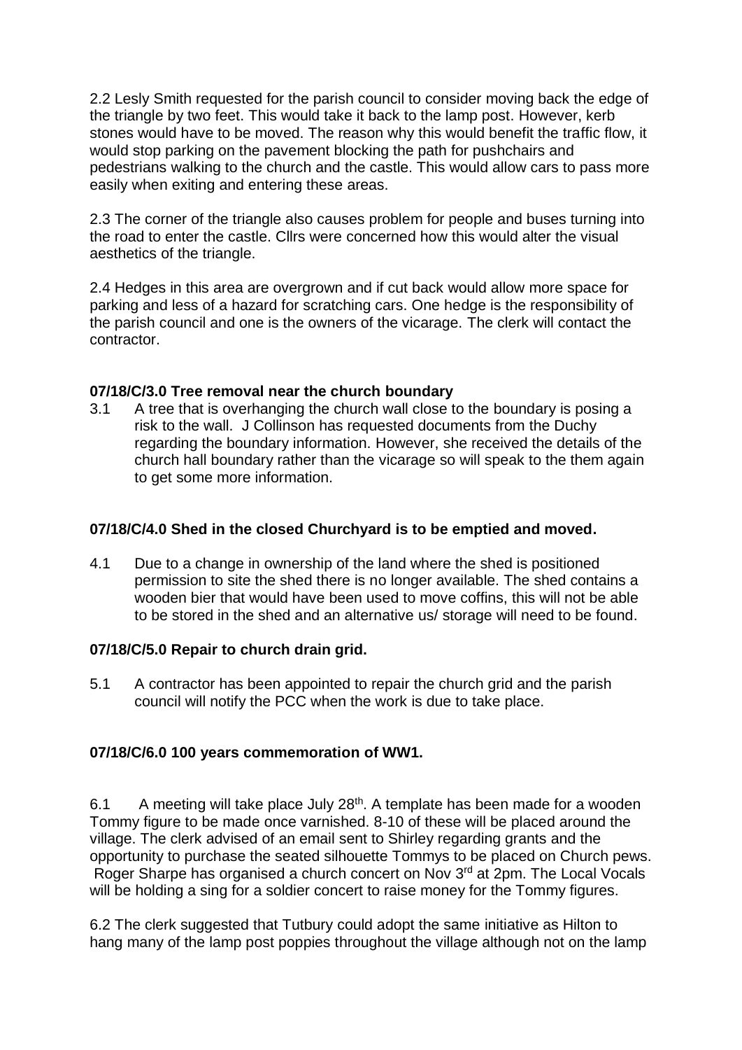2.2 Lesly Smith requested for the parish council to consider moving back the edge of the triangle by two feet. This would take it back to the lamp post. However, kerb stones would have to be moved. The reason why this would benefit the traffic flow, it would stop parking on the pavement blocking the path for pushchairs and pedestrians walking to the church and the castle. This would allow cars to pass more easily when exiting and entering these areas.

2.3 The corner of the triangle also causes problem for people and buses turning into the road to enter the castle. Cllrs were concerned how this would alter the visual aesthetics of the triangle.

2.4 Hedges in this area are overgrown and if cut back would allow more space for parking and less of a hazard for scratching cars. One hedge is the responsibility of the parish council and one is the owners of the vicarage. The clerk will contact the contractor.

**07/18/C/3.0 Tree removal near the church boundary**

3.1 A tree that is overhanging the church wall close to the boundary is posing a risk to the wall. J Collinson has requested documents from the Duchy regarding the boundary information. However, she received the details of the church hall boundary rather than the vicarage so will speak to the them again to get some more information.

**07/18/C/4.0 Shed in the closed Churchyard is to be emptied and moved.**

4.1 Due to a change in ownership of the land where the shed is positioned permission to site the shed there is no longer available. The shed contains a wooden bier that would have been used to move coffins, this will not be able to be stored in the shed and an alternative us/ storage will need to be found.

**07/18/C/5.0 Repair to church drain grid.**

5.1 A contractor has been appointed to repair the church grid and the parish council will notify the PCC when the work is due to take place.

**07/18/C/6.0 100 years commemoration of WW1.**

6.1 A meeting will take place July 28th. A template has been made for a wooden Tommy figure to be made once varnished. 8-10 of these will be placed around the village. The clerk advised of an email sent to Shirley regarding grants and the opportunity to purchase the seated silhouette Tommys to be placed on Church pews. Roger Sharpe has organised a church concert on Nov 3rd at 2pm. The Local Vocals will be holding a sing for a soldier concert to raise money for the Tommy figures.

6.2 The clerk suggested that Tutbury could adopt the same initiative as Hilton to hang many of the lamp post poppies throughout the village although not on the lamp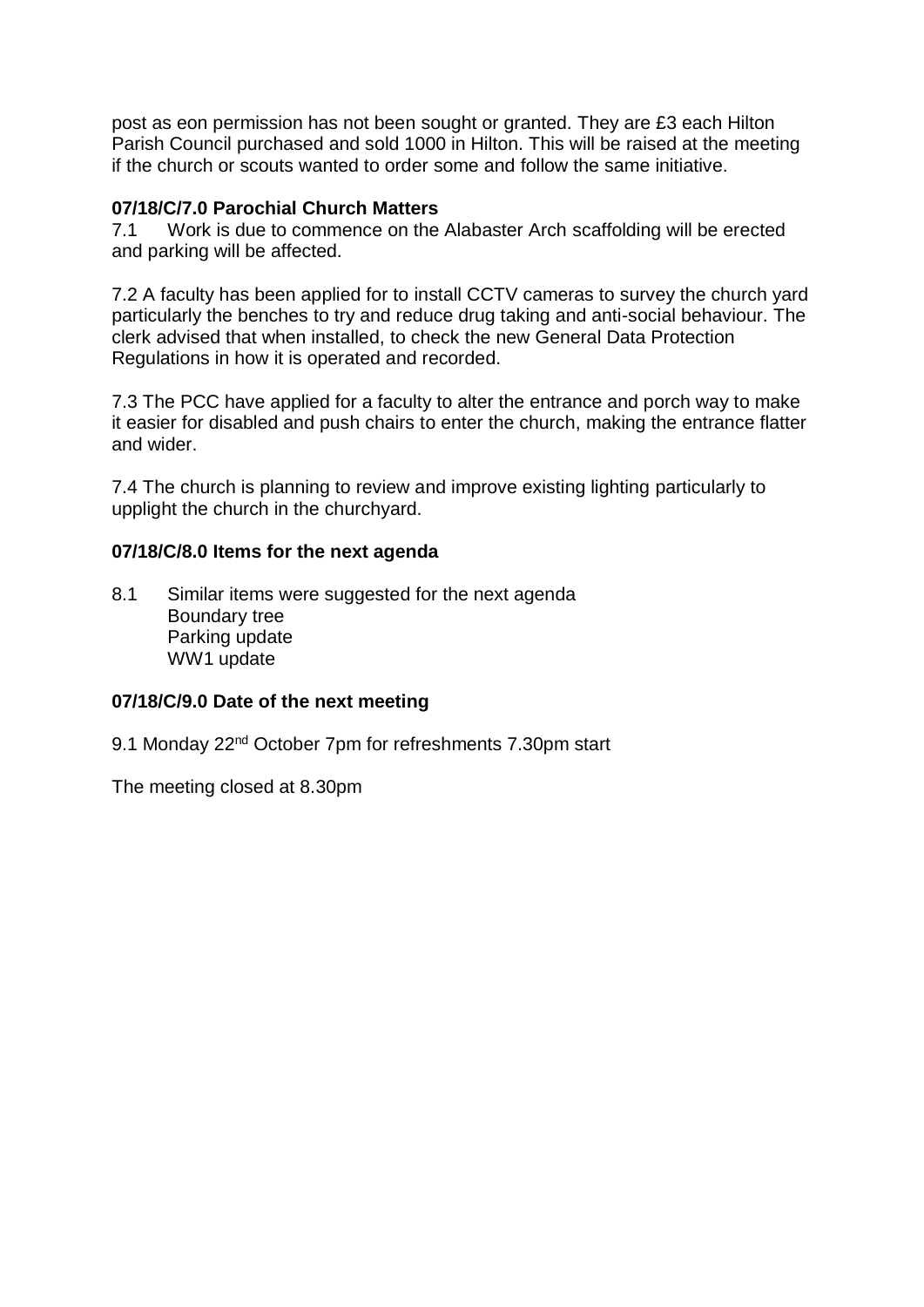post as eon permission has not been sought or granted. They are £3 each Hilton Parish Council purchased and sold 1000 in Hilton. This will be raised at the meeting if the church or scouts wanted to order some and follow the same initiative.

**07/18/C/7.0 Parochial Church Matters**

7.1 Work is due to commence on the Alabaster Arch scaffolding will be erected and parking will be affected.

7.2 A faculty has been applied for to install CCTV cameras to survey the church yard particularly the benches to try and reduce drug taking and anti-social behaviour. The clerk advised that when installed, to check the new General Data Protection Regulations in how it is operated and recorded.

7.3 The PCC have applied for a faculty to alter the entrance and porch way to make it easier for disabled and push chairs to enter the church, making the entrance flatter and wider.

7.4 The church is planning to review and improve existing lighting particularly to upplight the church in the churchyard.

**07/18/C/8.0 Items for the next agenda**

8.1 Similar items were suggested for the next agenda
Boundary tree
Parking update
WW1 update

**07/18/C/9.0 Date of the next meeting**

9.1 Monday 22nd October 7pm for refreshments 7.30pm start

The meeting closed at 8.30pm